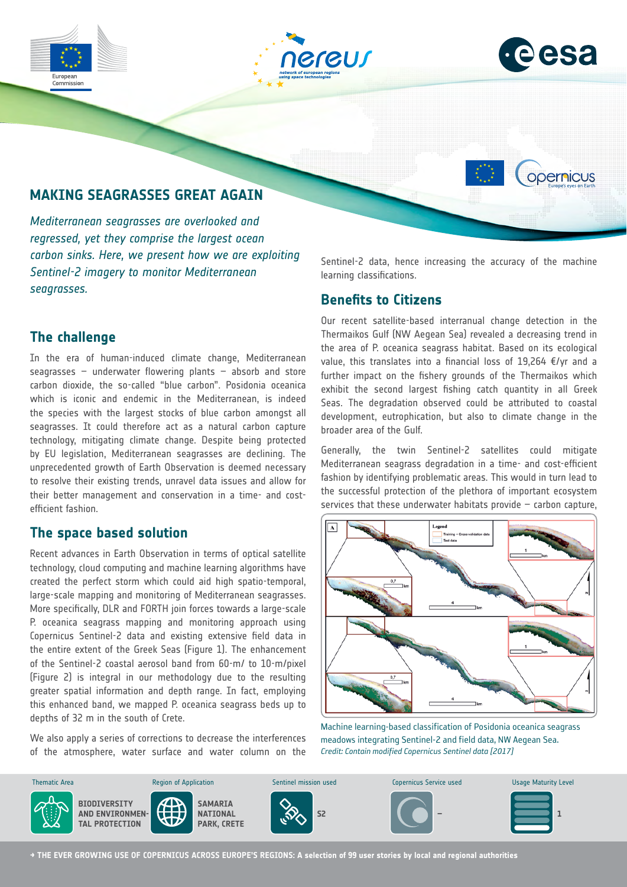# MAKING SEAGRASSES GREAT AGAIN

*Mediterranean seagrasses are overlooked and regressed, yet they comprise the largest ocean carbon sinks. Here, we present how we are exploiting Sentinel-2 imagery to monitor Mediterranean seagrasses.*

## The challenge

In the era of human-induced climate change, Mediterranean seagrasses – underwater flowering plants – absorb and store carbon dioxide, the so-called "blue carbon". Posidonia oceanica which is iconic and endemic in the Mediterranean, is indeed the species with the largest stocks of blue carbon amongst all seagrasses. It could therefore act as a natural carbon capture technology, mitigating climate change. Despite being protected by EU legislation, Mediterranean seagrasses are declining. The unprecedented growth of Earth Observation is deemed necessary to resolve their existing trends, unravel data issues and allow for their better management and conservation in a time- and cost-efficient fashion.

## The space based solution

Recent advances in Earth Observation in terms of optical satellite technology, cloud computing and machine learning algorithms have created the perfect storm which could aid high spatio-temporal, large-scale mapping and monitoring of Mediterranean seagrasses. More specifically, DLR and FORTH join forces towards a large-scale P. oceanica seagrass mapping and monitoring approach using Copernicus Sentinel-2 data and existing extensive field data in the entire extent of the Greek Seas (Figure 1). The enhancement of the Sentinel-2 coastal aerosol band from 60-m/ to 10-m/pixel (Figure 2) is integral in our methodology due to the resulting greater spatial information and depth range. In fact, employing this enhanced band, we mapped P. oceanica seagrass beds up to depths of 32 m in the south of Crete.

We also apply a series of corrections to decrease the interferences of the atmosphere, water surface and water column on the Sentinel-2 data, hence increasing the accuracy of the machine learning classifications.

## Benefits to Citizens

Our recent satellite-based interranual change detection in the Thermaikos Gulf (NW Aegean Sea) revealed a decreasing trend in the area of P. oceanica seagrass habitat. Based on its ecological value, this translates into a financial loss of 19,264 €/yr and a further impact on the fishery grounds of the Thermaikos which exhibit the second largest fishing catch quantity in all Greek Seas. The degradation observed could be attributed to coastal development, eutrophication, but also to climate change in the broader area of the Gulf.

Generally, the twin Sentinel-2 satellites could mitigate Mediterranean seagrass degradation in a time- and cost-efficient fashion by identifying problematic areas. This would in turn lead to the successful protection of the plethora of important ecosystem services that these underwater habitats provide – carbon capture,

Machine learning-based classification of Posidonia oceanica seagrass meadows integrating Sentinel-2 and field data, NW Aegean Sea.
*Credit: Contain modified Copernicus Sentinel data (2017)*

| Thematic Area | Region of Application | Sentinel mission used | Copernicus Service used | Usage Maturity Level |
| --- | --- | --- | --- | --- |
| BIODIVERSITY AND ENVIRONMENTAL PROTECTION | SAMARIA NATIONAL PARK, CRETE | S2 | – | 1 |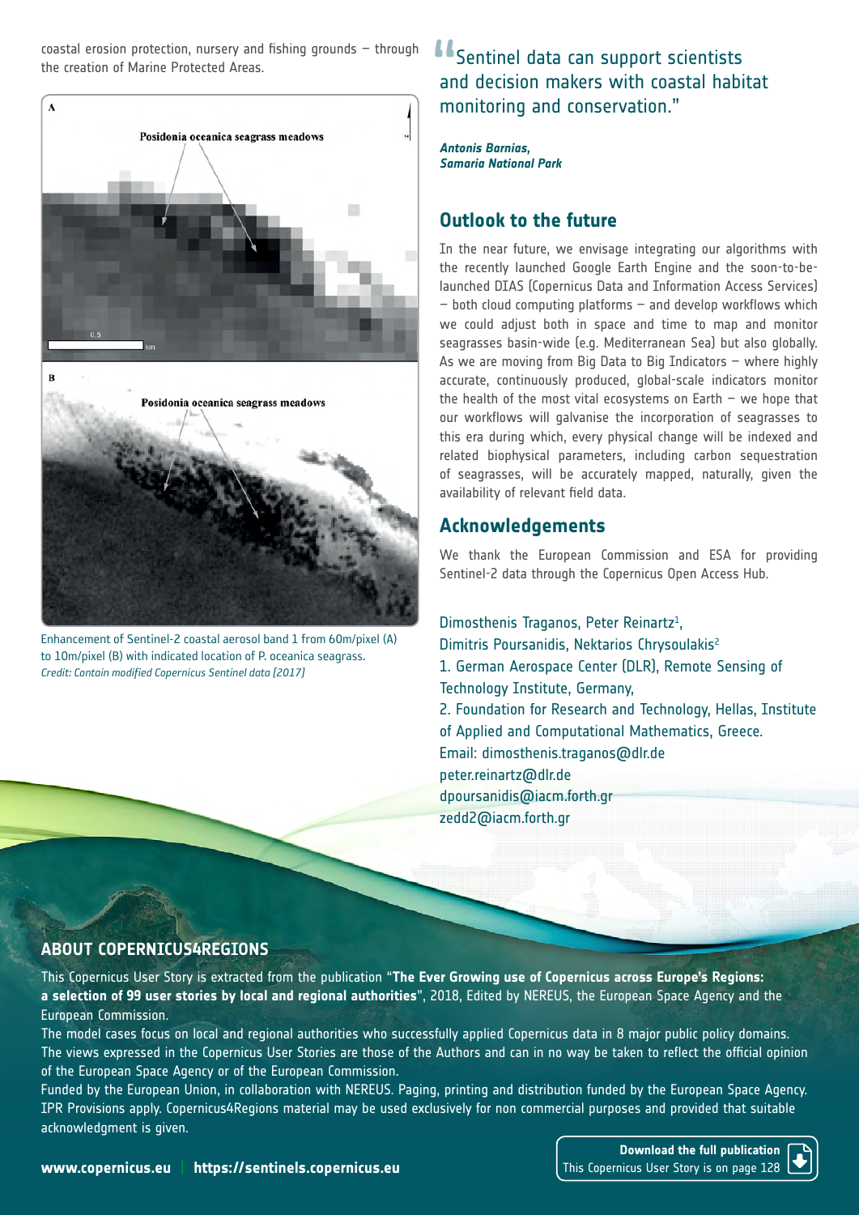coastal erosion protection, nursery and fishing grounds – through the creation of Marine Protected Areas.

A

Posidonia oceanica seagrass meadows

0.5 km

B

Posidonia oceanica seagrass meadows

Enhancement of Sentinel-2 coastal aerosol band 1 from 60m/pixel (A) to 10m/pixel (B) with indicated location of P. oceanica seagrass.
*Credit: Contain modified Copernicus Sentinel data [2017]*

> "Sentinel data can support scientists and decision makers with coastal habitat monitoring and conservation."
>
> ***Antonis Barnias, Samaria National Park***

## Outlook to the future

In the near future, we envisage integrating our algorithms with the recently launched Google Earth Engine and the soon-to-be-launched DIAS (Copernicus Data and Information Access Services) – both cloud computing platforms – and develop workflows which we could adjust both in space and time to map and monitor seagrasses basin-wide (e.g. Mediterranean Sea) but also globally. As we are moving from Big Data to Big Indicators – where highly accurate, continuously produced, global-scale indicators monitor the health of the most vital ecosystems on Earth – we hope that our workflows will galvanise the incorporation of seagrasses to this era during which, every physical change will be indexed and related biophysical parameters, including carbon sequestration of seagrasses, will be accurately mapped, naturally, given the availability of relevant field data.

## Acknowledgements

We thank the European Commission and ESA for providing Sentinel-2 data through the Copernicus Open Access Hub.

Dimosthenis Traganos, Peter Reinartz[1],
Dimitris Poursanidis, Nektarios Chrysoulakis[2]
1. German Aerospace Center (DLR), Remote Sensing of Technology Institute, Germany,
2. Foundation for Research and Technology, Hellas, Institute of Applied and Computational Mathematics, Greece.
Email: dimosthenis.traganos@dlr.de
peter.reinartz@dlr.de
dpoursanidis@iacm.forth.gr
zedd2@iacm.forth.gr

## ABOUT COPERNICUS4REGIONS

This Copernicus User Story is extracted from the publication "**The Ever Growing use of Copernicus across Europe's Regions: a selection of 99 user stories by local and regional authorities**", 2018, Edited by NEREUS, the European Space Agency and the European Commission.
The model cases focus on local and regional authorities who successfully applied Copernicus data in 8 major public policy domains. The views expressed in the Copernicus User Stories are those of the Authors and can in no way be taken to reflect the official opinion of the European Space Agency or of the European Commission.
Funded by the European Union, in collaboration with NEREUS. Paging, printing and distribution funded by the European Space Agency. IPR Provisions apply. Copernicus4Regions material may be used exclusively for non commercial purposes and provided that suitable acknowledgment is given.

**www.copernicus.eu** | **https://sentinels.copernicus.eu**

**Download the full publication**
This Copernicus User Story is on page 128